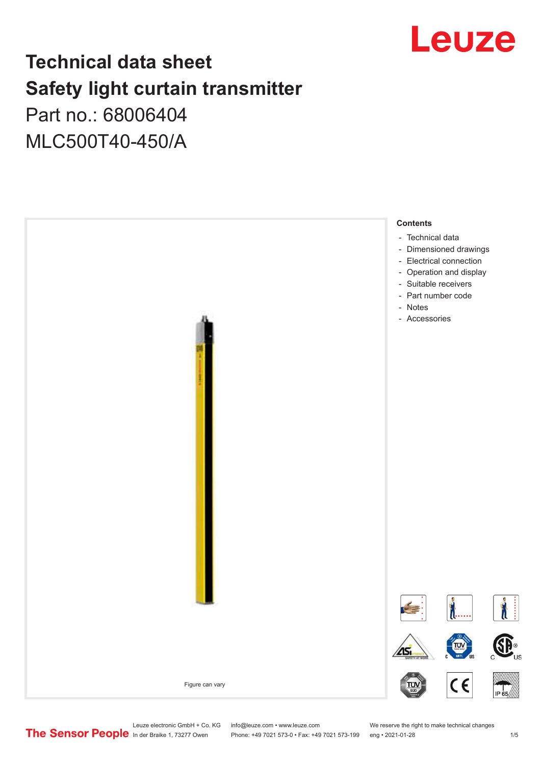# Technical data sheet
# Safety light curtain transmitter

Part no.: 68006404

MLC500T40-450/A

Figure can vary

**Contents**

- Technical data
- Dimensioned drawings
- Electrical connection
- Operation and display
- Suitable receivers
- Part number code
- Notes
- Accessories

Leuze electronic GmbH + Co. KG
In der Braike 1, 73277 Owen

info@leuze.com • www.leuze.com
Phone: +49 7021 573-0 • Fax: +49 7021 573-199

We reserve the right to make technical changes
eng • 2021-01-28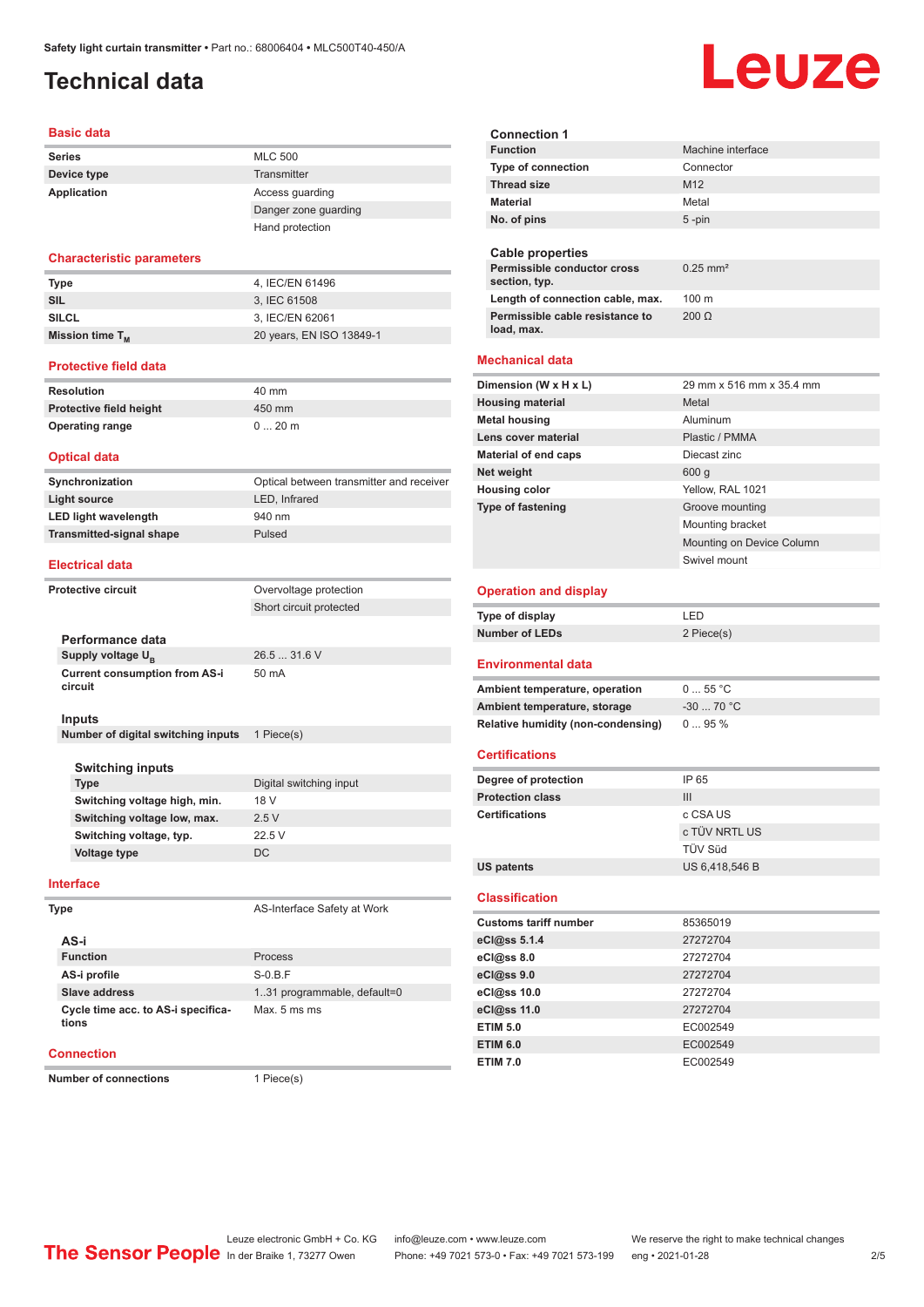# Technical data

## Basic data

| | |
|---|---|
| **Series** | MLC 500 |
| **Device type** | Transmitter |
| **Application** | Access guarding |
| | Danger zone guarding |
| | Hand protection |

## Characteristic parameters

| | |
|---|---|
| **Type** | 4, IEC/EN 61496 |
| **SIL** | 3, IEC 61508 |
| **SILCL** | 3, IEC/EN 62061 |
| **Mission time $T_M$** | 20 years, EN ISO 13849-1 |

## Protective field data

| | |
|---|---|
| **Resolution** | 40 mm |
| **Protective field height** | 450 mm |
| **Operating range** | 0 ... 20 m |

## Optical data

| | |
|---|---|
| **Synchronization** | Optical between transmitter and receiver |
| **Light source** | LED, Infrared |
| **LED light wavelength** | 940 nm |
| **Transmitted-signal shape** | Pulsed |

## Electrical data

| | |
|---|---|
| **Protective circuit** | Overvoltage protection |
| | Short circuit protected |

### Performance data

| | |
|---|---|
| **Supply voltage $U_B$** | 26.5 ... 31.6 V |
| **Current consumption from AS-i circuit** | 50 mA |

### Inputs

| | |
|---|---|
| **Number of digital switching inputs** | 1 Piece(s) |

#### Switching inputs

| | |
|---|---|
| **Type** | Digital switching input |
| **Switching voltage high, min.** | 18 V |
| **Switching voltage low, max.** | 2.5 V |
| **Switching voltage, typ.** | 22.5 V |
| **Voltage type** | DC |

## Interface

| | |
|---|---|
| **Type** | AS-Interface Safety at Work |

### AS-i

| | |
|---|---|
| **Function** | Process |
| **AS-i profile** | S-0.B.F |
| **Slave address** | 1..31 programmable, default=0 |
| **Cycle time acc. to AS-i specifications** | Max. 5 ms ms |

## Connection

| | |
|---|---|
| **Number of connections** | 1 Piece(s) |

### Connection 1

| | |
|---|---|
| **Function** | Machine interface |
| **Type of connection** | Connector |
| **Thread size** | M12 |
| **Material** | Metal |
| **No. of pins** | 5 -pin |

### Cable properties

| | |
|---|---|
| **Permissible conductor cross section, typ.** | 0.25 mm² |
| **Length of connection cable, max.** | 100 m |
| **Permissible cable resistance to load, max.** | 200 Ω |

## Mechanical data

| | |
|---|---|
| **Dimension (W x H x L)** | 29 mm x 516 mm x 35.4 mm |
| **Housing material** | Metal |
| **Metal housing** | Aluminum |
| **Lens cover material** | Plastic / PMMA |
| **Material of end caps** | Diecast zinc |
| **Net weight** | 600 g |
| **Housing color** | Yellow, RAL 1021 |
| **Type of fastening** | Groove mounting |
| | Mounting bracket |
| | Mounting on Device Column |
| | Swivel mount |

## Operation and display

| | |
|---|---|
| **Type of display** | LED |
| **Number of LEDs** | 2 Piece(s) |

## Environmental data

| | |
|---|---|
| **Ambient temperature, operation** | 0 ... 55 °C |
| **Ambient temperature, storage** | -30 ... 70 °C |
| **Relative humidity (non-condensing)** | 0 ... 95 % |

## Certifications

| | |
|---|---|
| **Degree of protection** | IP 65 |
| **Protection class** | III |
| **Certifications** | c CSA US |
| | c TÜV NRTL US |
| | TÜV Süd |
| **US patents** | US 6,418,546 B |

## Classification

| | |
|---|---|
| **Customs tariff number** | 85365019 |
| **eCl@ss 5.1.4** | 27272704 |
| **eCl@ss 8.0** | 27272704 |
| **eCl@ss 9.0** | 27272704 |
| **eCl@ss 10.0** | 27272704 |
| **eCl@ss 11.0** | 27272704 |
| **ETIM 5.0** | EC002549 |
| **ETIM 6.0** | EC002549 |
| **ETIM 7.0** | EC002549 |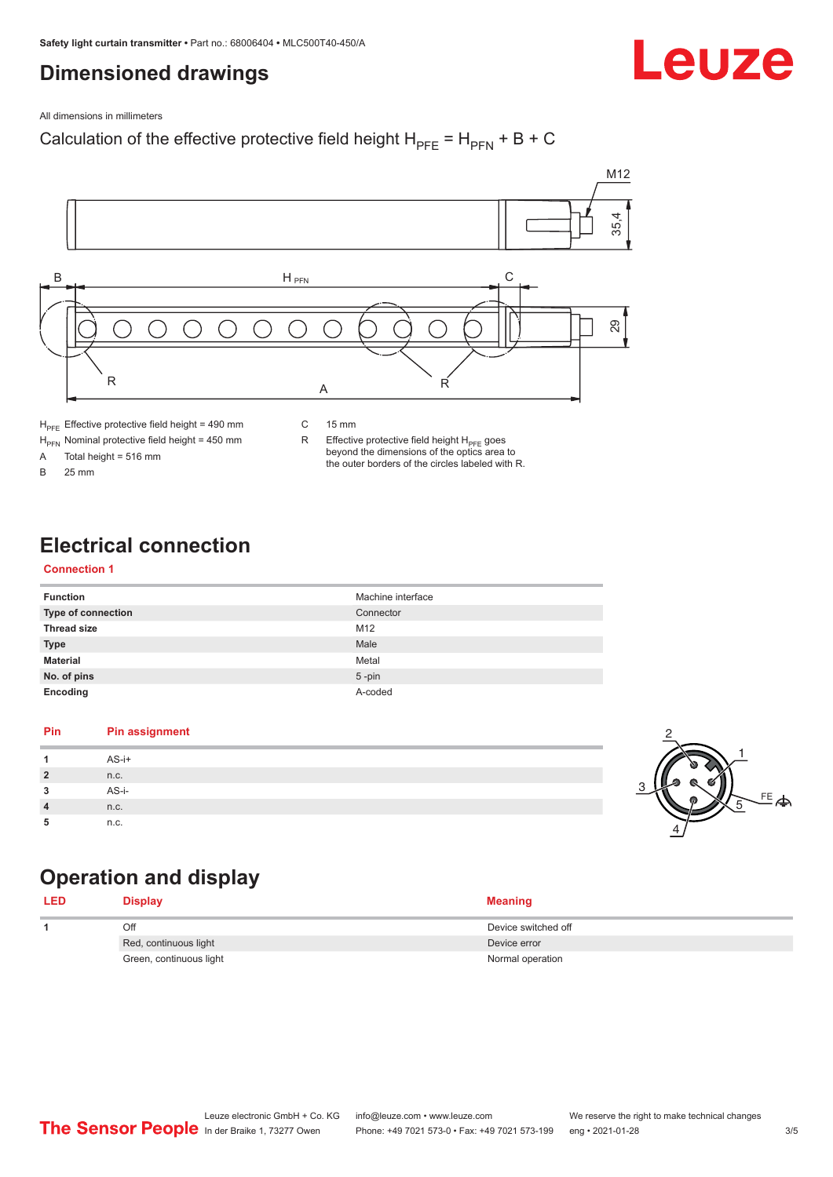# Dimensioned drawings

All dimensions in millimeters

Calculation of the effective protective field height $H_{PFE} = H_{PFN} + B + C$

| | | | |
|---|---|---|---|
| $H_{PFE}$ | Effective protective field height = 490 mm | C | 15 mm |
| $H_{PFN}$ | Nominal protective field height = 450 mm | R | Effective protective field height $H_{PFE}$ goes beyond the dimensions of the optics area to the outer borders of the circles labeled with R. |
| A | Total height = 516 mm | | |
| B | 25 mm | | |

# Electrical connection

## Connection 1

| | |
|---|---|
| **Function** | Machine interface |
| **Type of connection** | Connector |
| **Thread size** | M12 |
| **Type** | Male |
| **Material** | Metal |
| **No. of pins** | 5 -pin |
| **Encoding** | A-coded |

| Pin | Pin assignment |
|---|---|
| **1** | AS-i+ |
| **2** | n.c. |
| **3** | AS-i- |
| **4** | n.c. |
| **5** | n.c. |

# Operation and display

| LED | Display | Meaning |
|---|---|---|
| **1** | Off | Device switched off |
| | Red, continuous light | Device error |
| | Green, continuous light | Normal operation |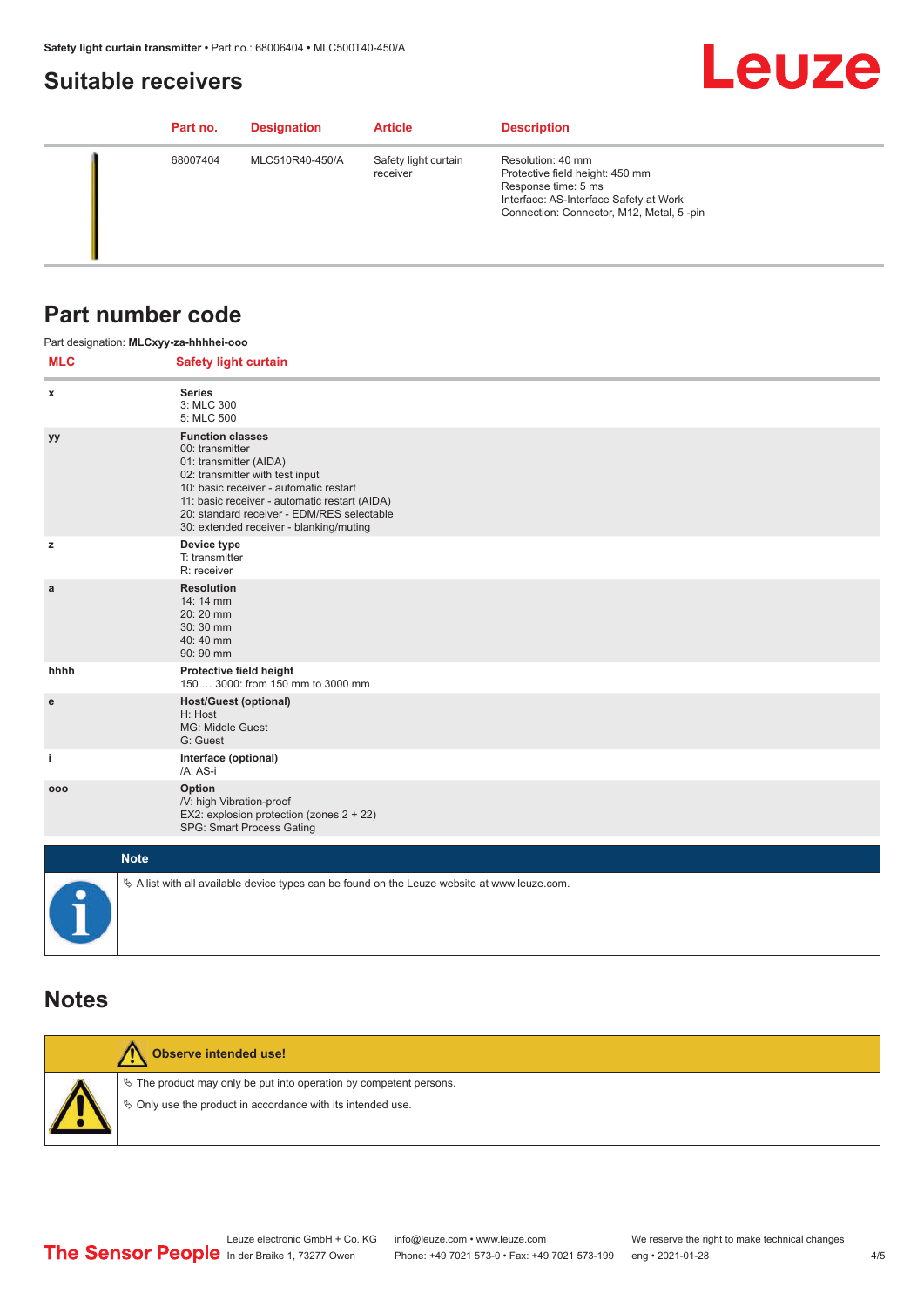## Suitable receivers

| | Part no. | Designation | Article | Description |
|---|---|---|---|---|
| | 68007404 | MLC510R40-450/A | Safety light curtain receiver | Resolution: 40 mm<br>Protective field height: 450 mm<br>Response time: 5 ms<br>Interface: AS-Interface Safety at Work<br>Connection: Connector, M12, Metal, 5 -pin |

## Part number code

Part designation: **MLCxyy-za-hhhhei-ooo**

| MLC | Safety light curtain |
|---|---|
| x | **Series**<br>3: MLC 300<br>5: MLC 500 |
| yy | **Function classes**<br>00: transmitter<br>01: transmitter (AIDA)<br>02: transmitter with test input<br>10: basic receiver - automatic restart<br>11: basic receiver - automatic restart (AIDA)<br>20: standard receiver - EDM/RES selectable<br>30: extended receiver - blanking/muting |
| z | **Device type**<br>T: transmitter<br>R: receiver |
| a | **Resolution**<br>14: 14 mm<br>20: 20 mm<br>30: 30 mm<br>40: 40 mm<br>90: 90 mm |
| hhhh | **Protective field height**<br>150 … 3000: from 150 mm to 3000 mm |
| e | **Host/Guest (optional)**<br>H: Host<br>MG: Middle Guest<br>G: Guest |
| i | **Interface (optional)**<br>/A: AS-i |
| ooo | **Option**<br>/V: high Vibration-proof<br>EX2: explosion protection (zones 2 + 22)<br>SPG: Smart Process Gating |

**Note**

- A list with all available device types can be found on the Leuze website at www.leuze.com.

## Notes

**Observe intended use!**

- The product may only be put into operation by competent persons.
- Only use the product in accordance with its intended use.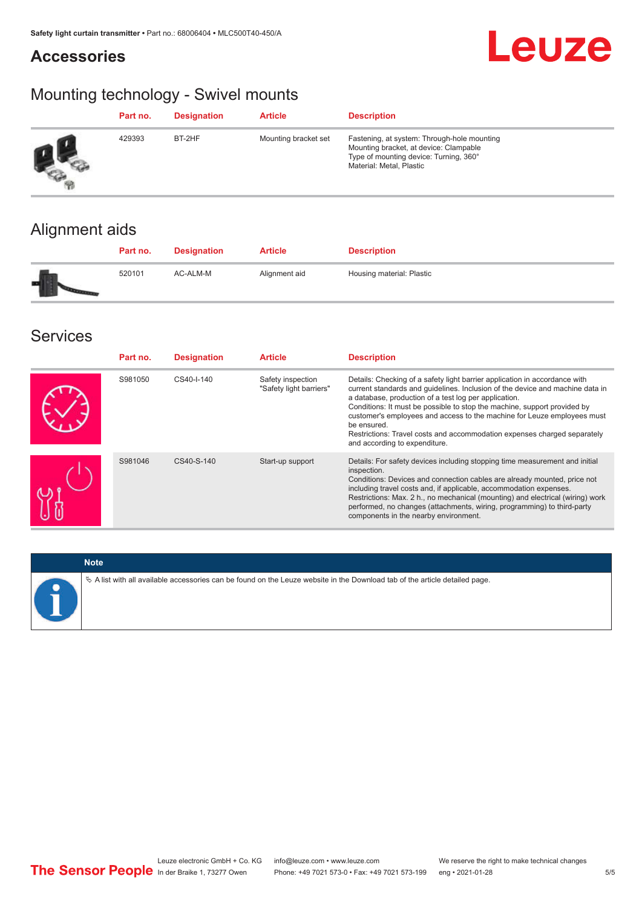# Accessories

## Mounting technology - Swivel mounts

| | Part no. | Designation | Article | Description |
|---|---|---|---|---|
| | 429393 | BT-2HF | Mounting bracket set | Fastening, at system: Through-hole mounting<br>Mounting bracket, at device: Clampable<br>Type of mounting device: Turning, 360°<br>Material: Metal, Plastic |

## Alignment aids

| | Part no. | Designation | Article | Description |
|---|---|---|---|---|
| | 520101 | AC-ALM-M | Alignment aid | Housing material: Plastic |

## Services

| | Part no. | Designation | Article | Description |
|---|---|---|---|---|
| | S981050 | CS40-I-140 | Safety inspection "Safety light barriers" | Details: Checking of a safety light barrier application in accordance with current standards and guidelines. Inclusion of the device and machine data in a database, production of a test log per application.<br>Conditions: It must be possible to stop the machine, support provided by customer's employees and access to the machine for Leuze employees must be ensured.<br>Restrictions: Travel costs and accommodation expenses charged separately and according to expenditure. |
| | S981046 | CS40-S-140 | Start-up support | Details: For safety devices including stopping time measurement and initial inspection.<br>Conditions: Devices and connection cables are already mounted, price not including travel costs and, if applicable, accommodation expenses.<br>Restrictions: Max. 2 h., no mechanical (mounting) and electrical (wiring) work performed, no changes (attachments, wiring, programming) to third-party components in the nearby environment. |

**Note**

✎ A list with all available accessories can be found on the Leuze website in the Download tab of the article detailed page.